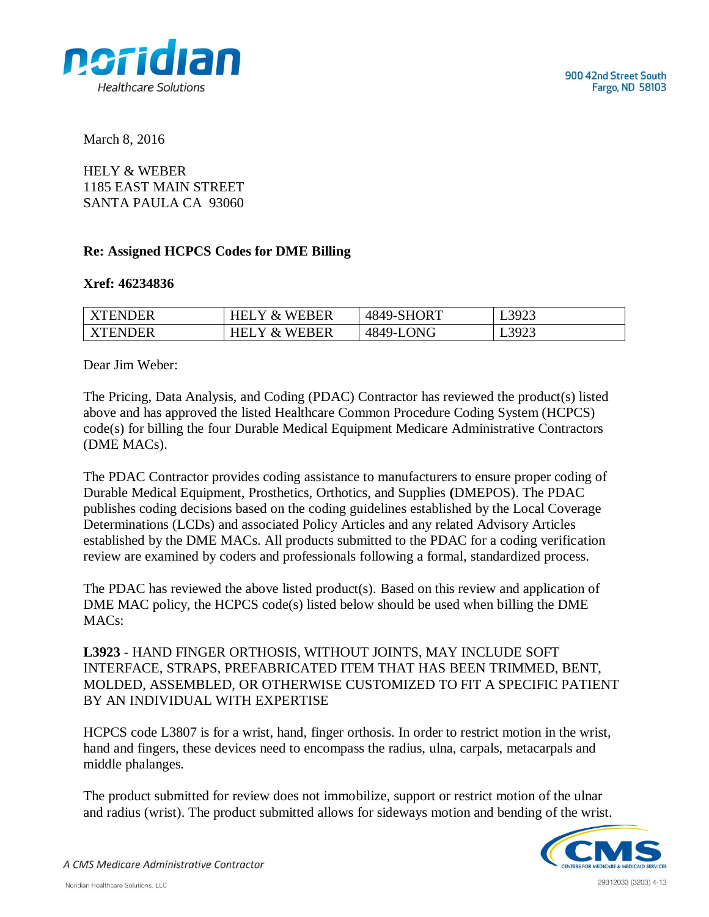900 42nd Street South
Fargo, ND 58103

March 8, 2016

HELY & WEBER
1185 EAST MAIN STREET
SANTA PAULA CA 93060

**Re: Assigned HCPCS Codes for DME Billing**

**Xref: 46234836**

| XTENDER | HELY & WEBER | 4849-SHORT | L3923 |
|---|---|---|---|
| XTENDER | HELY & WEBER | 4849-LONG | L3923 |

Dear Jim Weber:

The Pricing, Data Analysis, and Coding (PDAC) Contractor has reviewed the product(s) listed above and has approved the listed Healthcare Common Procedure Coding System (HCPCS) code(s) for billing the four Durable Medical Equipment Medicare Administrative Contractors (DME MACs).

The PDAC Contractor provides coding assistance to manufacturers to ensure proper coding of Durable Medical Equipment, Prosthetics, Orthotics, and Supplies **(**DMEPOS). The PDAC publishes coding decisions based on the coding guidelines established by the Local Coverage Determinations (LCDs) and associated Policy Articles and any related Advisory Articles established by the DME MACs. All products submitted to the PDAC for a coding verification review are examined by coders and professionals following a formal, standardized process.

The PDAC has reviewed the above listed product(s). Based on this review and application of DME MAC policy, the HCPCS code(s) listed below should be used when billing the DME MACs:

**L3923** - HAND FINGER ORTHOSIS, WITHOUT JOINTS, MAY INCLUDE SOFT INTERFACE, STRAPS, PREFABRICATED ITEM THAT HAS BEEN TRIMMED, BENT, MOLDED, ASSEMBLED, OR OTHERWISE CUSTOMIZED TO FIT A SPECIFIC PATIENT BY AN INDIVIDUAL WITH EXPERTISE

HCPCS code L3807 is for a wrist, hand, finger orthosis. In order to restrict motion in the wrist, hand and fingers, these devices need to encompass the radius, ulna, carpals, metacarpals and middle phalanges.

The product submitted for review does not immobilize, support or restrict motion of the ulnar and radius (wrist). The product submitted allows for sideways motion and bending of the wrist.

*A CMS Medicare Administrative Contractor*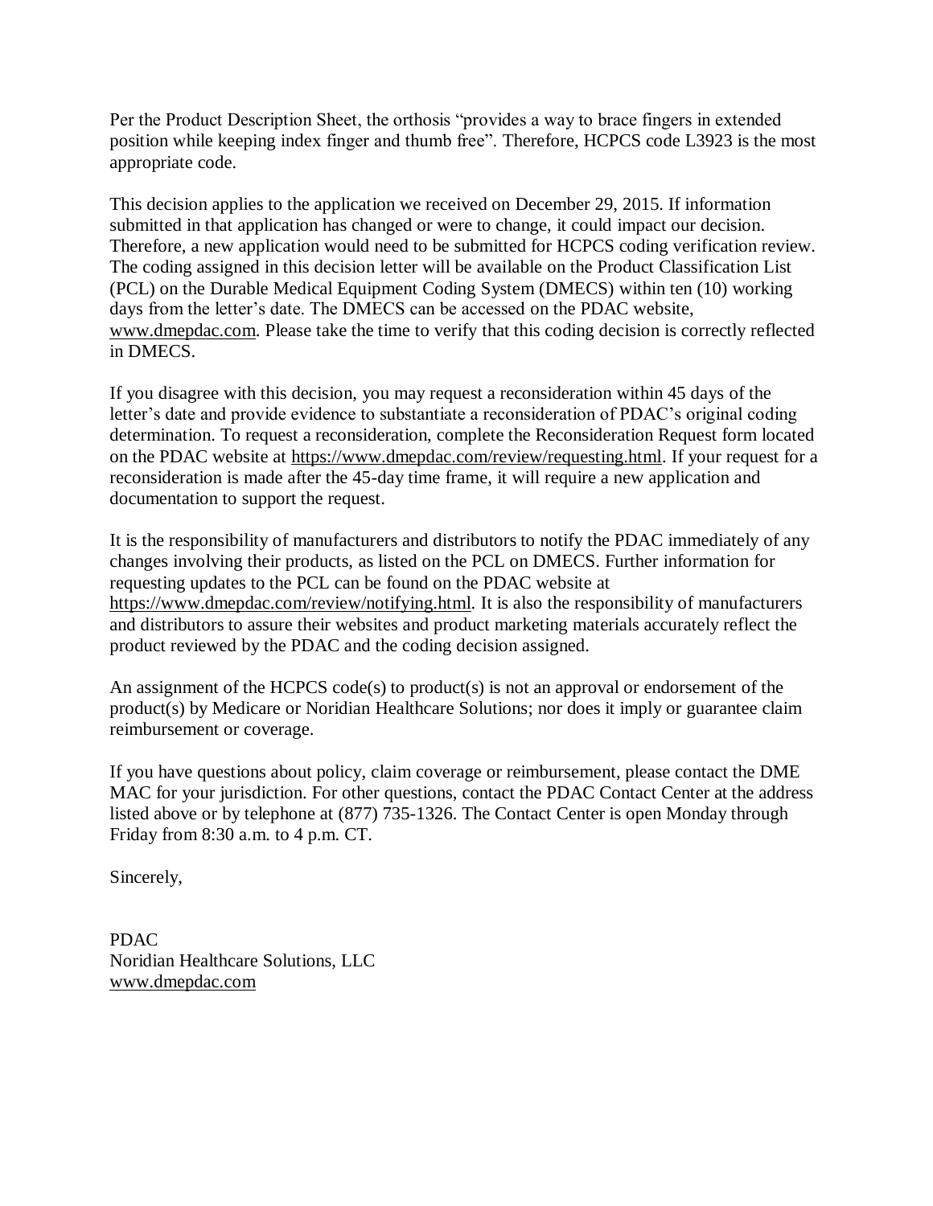Per the Product Description Sheet, the orthosis "provides a way to brace fingers in extended position while keeping index finger and thumb free". Therefore, HCPCS code L3923 is the most appropriate code.

This decision applies to the application we received on December 29, 2015. If information submitted in that application has changed or were to change, it could impact our decision. Therefore, a new application would need to be submitted for HCPCS coding verification review. The coding assigned in this decision letter will be available on the Product Classification List (PCL) on the Durable Medical Equipment Coding System (DMECS) within ten (10) working days from the letter's date. The DMECS can be accessed on the PDAC website, www.dmepdac.com. Please take the time to verify that this coding decision is correctly reflected in DMECS.

If you disagree with this decision, you may request a reconsideration within 45 days of the letter's date and provide evidence to substantiate a reconsideration of PDAC's original coding determination. To request a reconsideration, complete the Reconsideration Request form located on the PDAC website at https://www.dmepdac.com/review/requesting.html. If your request for a reconsideration is made after the 45-day time frame, it will require a new application and documentation to support the request.

It is the responsibility of manufacturers and distributors to notify the PDAC immediately of any changes involving their products, as listed on the PCL on DMECS. Further information for requesting updates to the PCL can be found on the PDAC website at https://www.dmepdac.com/review/notifying.html. It is also the responsibility of manufacturers and distributors to assure their websites and product marketing materials accurately reflect the product reviewed by the PDAC and the coding decision assigned.

An assignment of the HCPCS code(s) to product(s) is not an approval or endorsement of the product(s) by Medicare or Noridian Healthcare Solutions; nor does it imply or guarantee claim reimbursement or coverage.

If you have questions about policy, claim coverage or reimbursement, please contact the DME MAC for your jurisdiction. For other questions, contact the PDAC Contact Center at the address listed above or by telephone at (877) 735-1326. The Contact Center is open Monday through Friday from 8:30 a.m. to 4 p.m. CT.

Sincerely,

PDAC
Noridian Healthcare Solutions, LLC
www.dmepdac.com